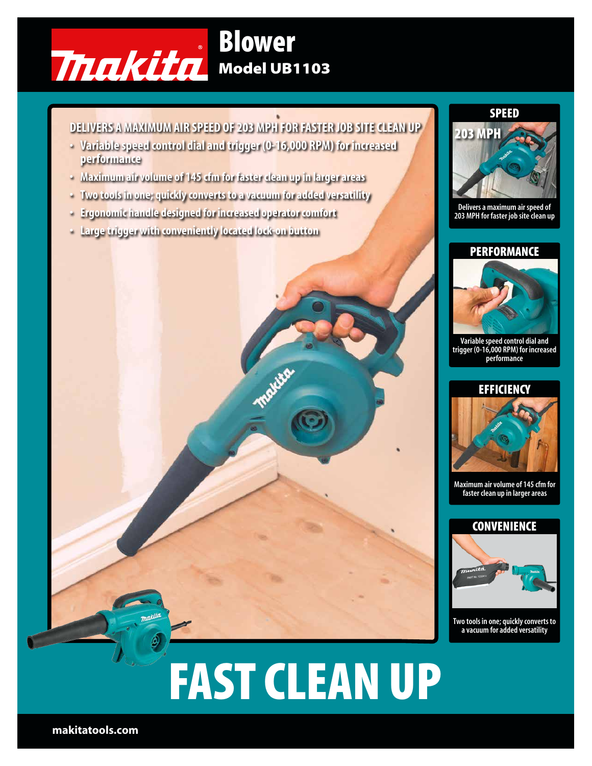# Blower

## Model UB1103

**DELIVERS A MAXIMUM AIR SPEED OF 203 MPH FOR FASTER JOB SITE CLEAN UP**

- Variable speed control dial and trigger (0-16,000 RPM) for increased performance
- Maximum air volume of 145 cfm for faster clean up in larger areas
- Two tools in one; quickly converts to a vacuum for added versatility
- Ergonomic handle designed for increased operator comfort
- Large trigger with conveniently located lock-on button

### SPEED

203 MPH

Delivers a maximum air speed of 203 MPH for faster job site clean up

### PERFORMANCE

Variable speed control dial and trigger (0-16,000 RPM) for increased performance

### EFFICIENCY

Maximum air volume of 145 cfm for faster clean up in larger areas

### CONVENIENCE

Two tools in one; quickly converts to a vacuum for added versatility

# FAST CLEAN UP

makitatools.com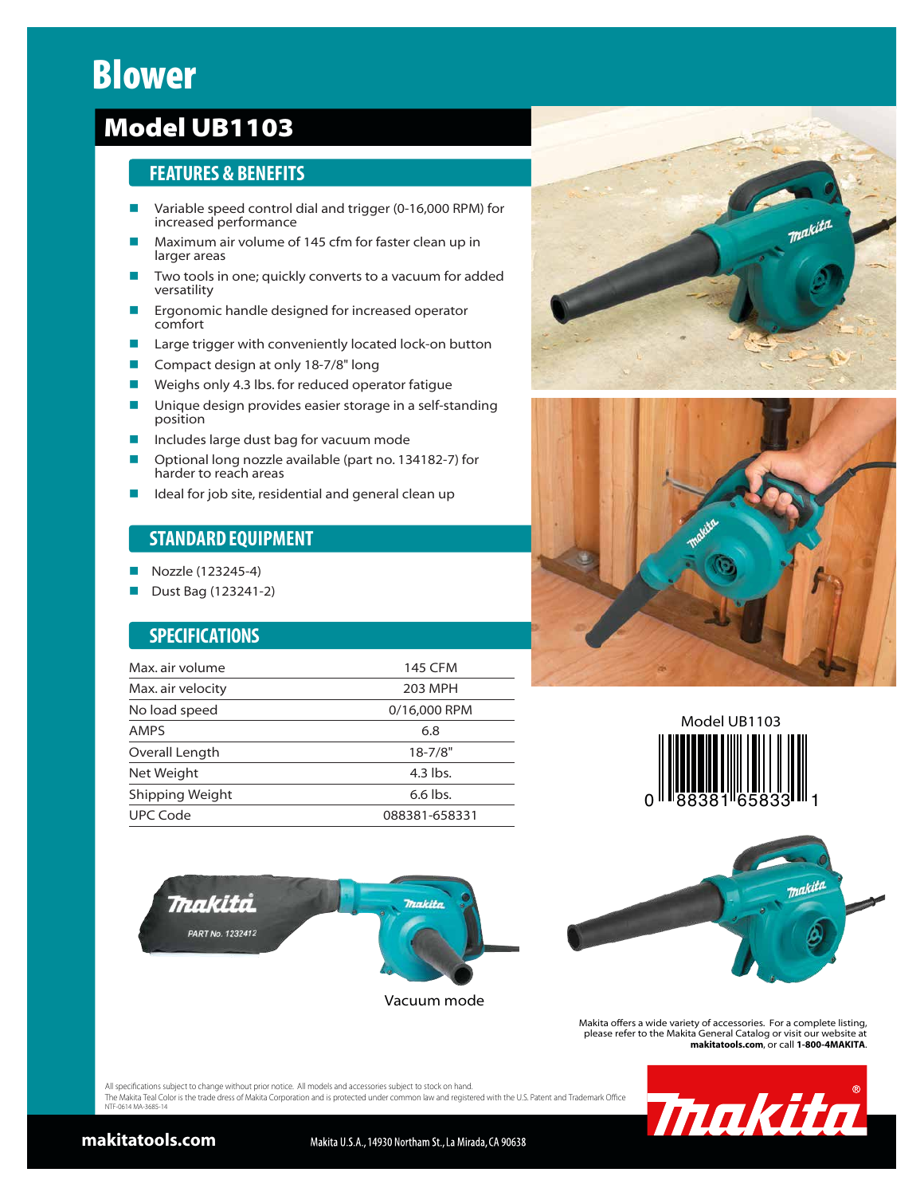# Blower

## Model UB1103

### FEATURES & BENEFITS

- Variable speed control dial and trigger (0-16,000 RPM) for increased performance
- Maximum air volume of 145 cfm for faster clean up in larger areas
- Two tools in one; quickly converts to a vacuum for added versatility
- Ergonomic handle designed for increased operator comfort
- Large trigger with conveniently located lock-on button
- Compact design at only 18-7/8" long
- Weighs only 4.3 lbs. for reduced operator fatigue
- Unique design provides easier storage in a self-standing position
- Includes large dust bag for vacuum mode
- Optional long nozzle available (part no. 134182-7) for harder to reach areas
- Ideal for job site, residential and general clean up

### STANDARD EQUIPMENT

- Nozzle (123245-4)
- Dust Bag (123241-2)

### SPECIFICATIONS

| | |
|---|---|
| Max. air volume | 145 CFM |
| Max. air velocity | 203 MPH |
| No load speed | 0/16,000 RPM |
| AMPS | 6.8 |
| Overall Length | 18-7/8" |
| Net Weight | 4.3 lbs. |
| Shipping Weight | 6.6 lbs. |
| UPC Code | 088381-658331 |

Model UB1103

0 88381 65833 1

Vacuum mode

Makita offers a wide variety of accessories. For a complete listing, please refer to the Makita General Catalog or visit our website at **makitatools.com**, or call **1-800-4MAKITA**.

All specifications subject to change without prior notice. All models and accessories subject to stock on hand.
The Makita Teal Color is the trade dress of Makita Corporation and is protected under common law and registered with the U.S. Patent and Trademark Office
NTF-0614 MA-3685-14

**makitatools.com**

Makita U.S.A., 14930 Northam St., La Mirada, CA 90638